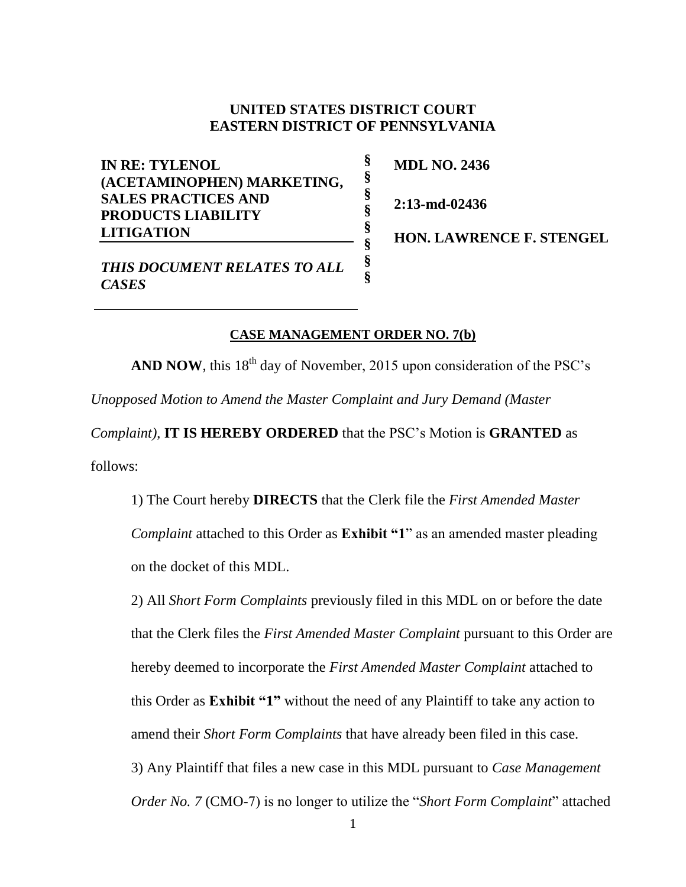**UNITED STATES DISTRICT COURT**
**EASTERN DISTRICT OF PENNSYLVANIA**

| | | |
|---|---|---|
| **IN RE: TYLENOL (ACETAMINOPHEN) MARKETING, SALES PRACTICES AND PRODUCTS LIABILITY LITIGATION** | § § § § § § | **MDL NO. 2436** **2:13-md-02436** **HON. LAWRENCE F. STENGEL** |
| ***THIS DOCUMENT RELATES TO ALL CASES*** | § § | |

**CASE MANAGEMENT ORDER NO. 7(b)**

**AND NOW**, this 18th day of November, 2015 upon consideration of the PSC's *Unopposed Motion to Amend the Master Complaint and Jury Demand (Master Complaint)*, **IT IS HEREBY ORDERED** that the PSC's Motion is **GRANTED** as follows:

1) The Court hereby **DIRECTS** that the Clerk file the *First Amended Master Complaint* attached to this Order as **Exhibit "1**" as an amended master pleading on the docket of this MDL.

2) All *Short Form Complaints* previously filed in this MDL on or before the date that the Clerk files the *First Amended Master Complaint* pursuant to this Order are hereby deemed to incorporate the *First Amended Master Complaint* attached to this Order as **Exhibit "1"** without the need of any Plaintiff to take any action to amend their *Short Form Complaints* that have already been filed in this case.

3) Any Plaintiff that files a new case in this MDL pursuant to *Case Management Order No. 7* (CMO-7) is no longer to utilize the "*Short Form Complaint*" attached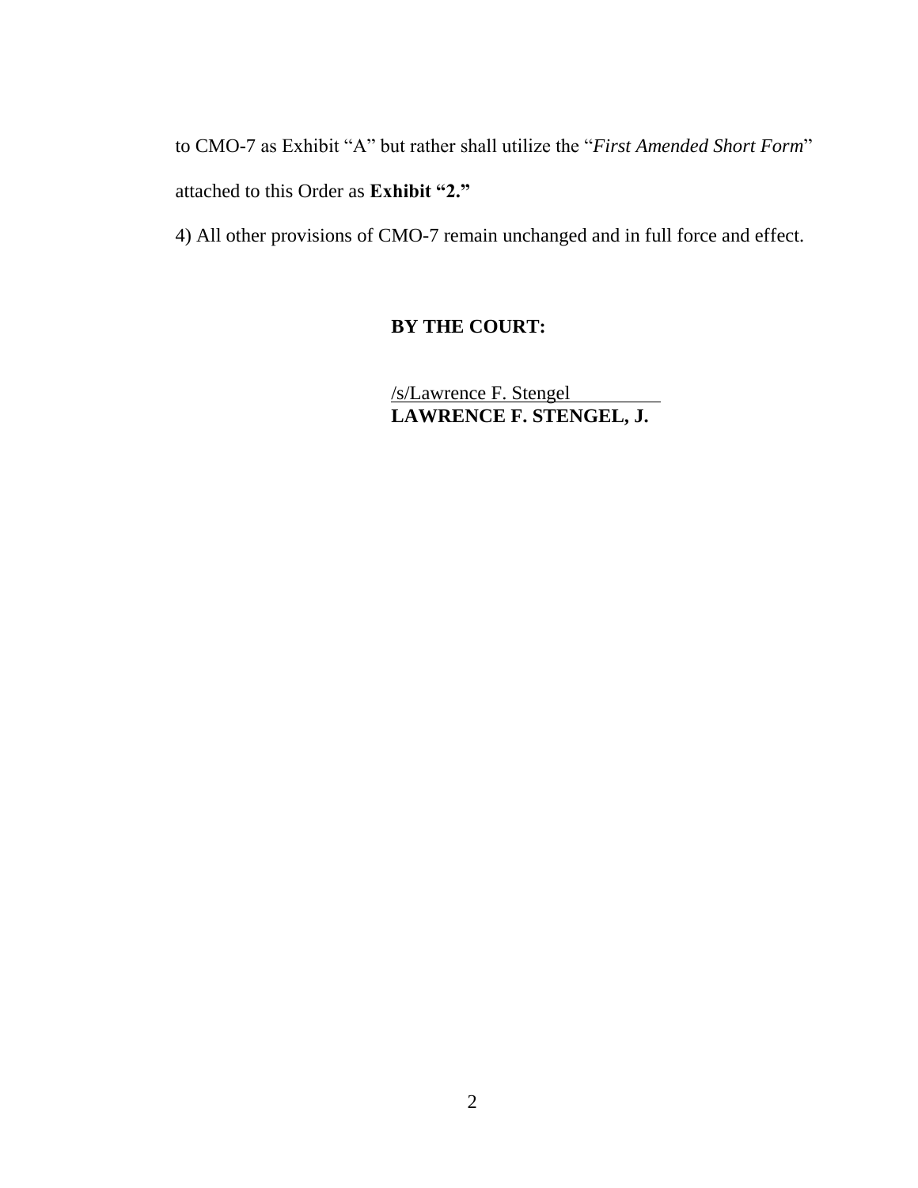to CMO-7 as Exhibit "A" but rather shall utilize the "*First Amended Short Form*" attached to this Order as **Exhibit "2."**

4) All other provisions of CMO-7 remain unchanged and in full force and effect.

**BY THE COURT:**

/s/Lawrence F. Stengel
**LAWRENCE F. STENGEL, J.**